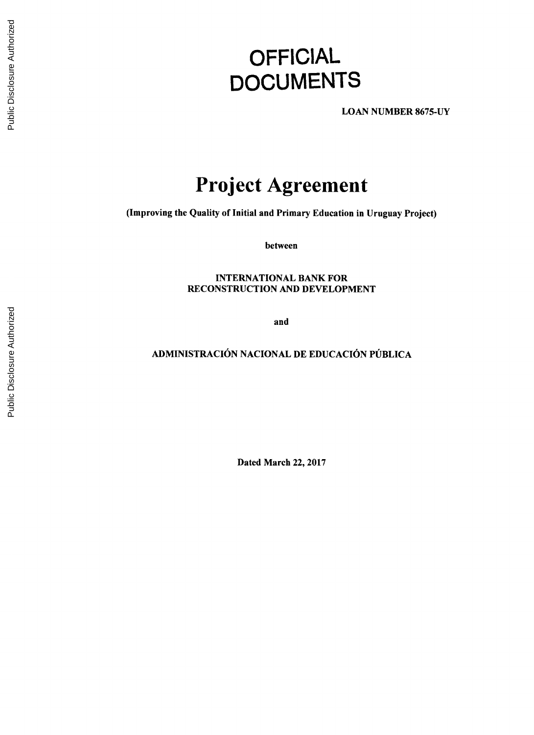# OFFICIAL DOCUMENTS

**LOAN NUMBER 8675-UY**

# Project Agreement

**(Improving the Quality of Initial and Primary Education in Uruguay Project)**

**between**

**INTERNATIONAL BANK FOR RECONSTRUCTION AND DEVELOPMENT**

**and**

**ADMINISTRACIÓN NACIONAL DE EDUCACIÓN PÚBLICA**

**Dated March 22, 2017**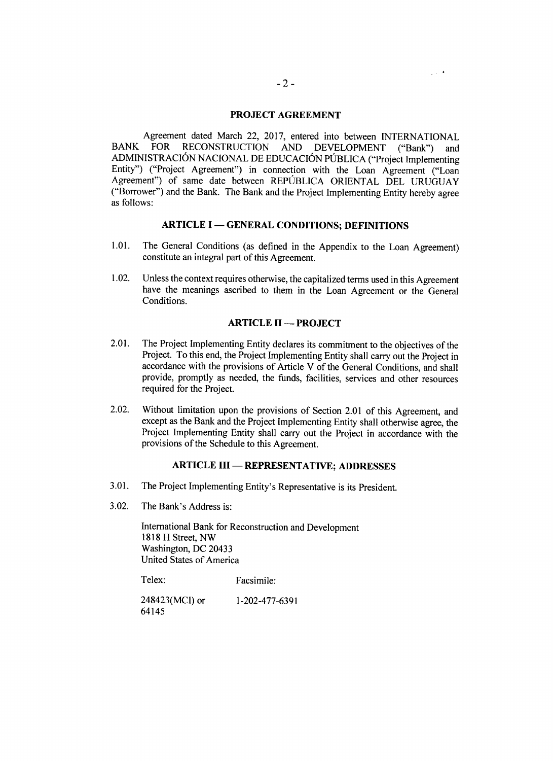## PROJECT AGREEMENT

Agreement dated March 22, 2017, entered into between INTERNATIONAL BANK FOR RECONSTRUCTION AND DEVELOPMENT ("Bank") and ADMINISTRACIÓN NACIONAL DE EDUCACIÓN PÚBLICA ("Project Implementing Entity") ("Project Agreement") in connection with the Loan Agreement ("Loan Agreement") of same date between REPÚBLICA ORIENTAL DEL URUGUAY ("Borrower") and the Bank. The Bank and the Project Implementing Entity hereby agree as follows:

### ARTICLE I — GENERAL CONDITIONS; DEFINITIONS

1.01. The General Conditions (as defined in the Appendix to the Loan Agreement) constitute an integral part of this Agreement.

1.02. Unless the context requires otherwise, the capitalized terms used in this Agreement have the meanings ascribed to them in the Loan Agreement or the General Conditions.

### ARTICLE II — PROJECT

2.01. The Project Implementing Entity declares its commitment to the objectives of the Project. To this end, the Project Implementing Entity shall carry out the Project in accordance with the provisions of Article V of the General Conditions, and shall provide, promptly as needed, the funds, facilities, services and other resources required for the Project.

2.02. Without limitation upon the provisions of Section 2.01 of this Agreement, and except as the Bank and the Project Implementing Entity shall otherwise agree, the Project Implementing Entity shall carry out the Project in accordance with the provisions of the Schedule to this Agreement.

### ARTICLE III — REPRESENTATIVE; ADDRESSES

3.01. The Project Implementing Entity's Representative is its President.

3.02. The Bank's Address is:

International Bank for Reconstruction and Development
1818 H Street, NW
Washington, DC 20433
United States of America

| Telex: | Facsimile: |
|---|---|
| 248423(MCI) or 64145 | 1-202-477-6391 |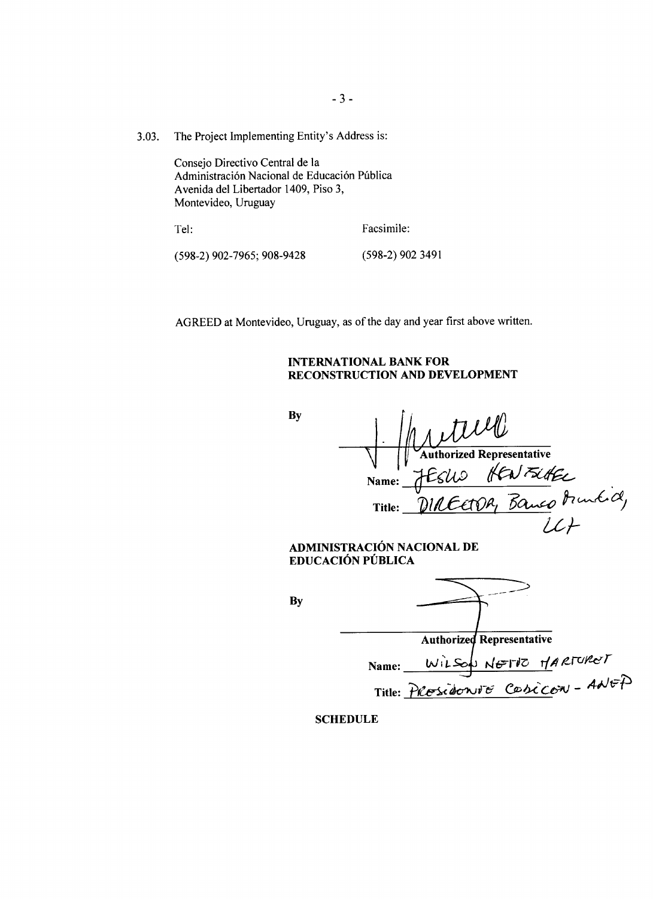3.03. The Project Implementing Entity's Address is:

Consejo Directivo Central de la
Administración Nacional de Educación Pública
Avenida del Libertador 1409, Piso 3,
Montevideo, Uruguay

| Tel: | Facsimile: |
|---|---|
| (598-2) 902-7965; 908-9428 | (598-2) 902 3491 |

AGREED at Montevideo, Uruguay, as of the day and year first above written.

**INTERNATIONAL BANK FOR RECONSTRUCTION AND DEVELOPMENT**

**By** ______________________________
**Authorized Representative**

**Name:** JESKO HENTSCHEL

**Title:** DIRECTOR, Banco Mundial, LCT

**ADMINISTRACIÓN NACIONAL DE EDUCACIÓN PÚBLICA**

**By** ______________________________
**Authorized Representative**

**Name:** WILSON NETTO HARTURST

**Title:** PRESIDENTE CODICEN - ANEP

**SCHEDULE**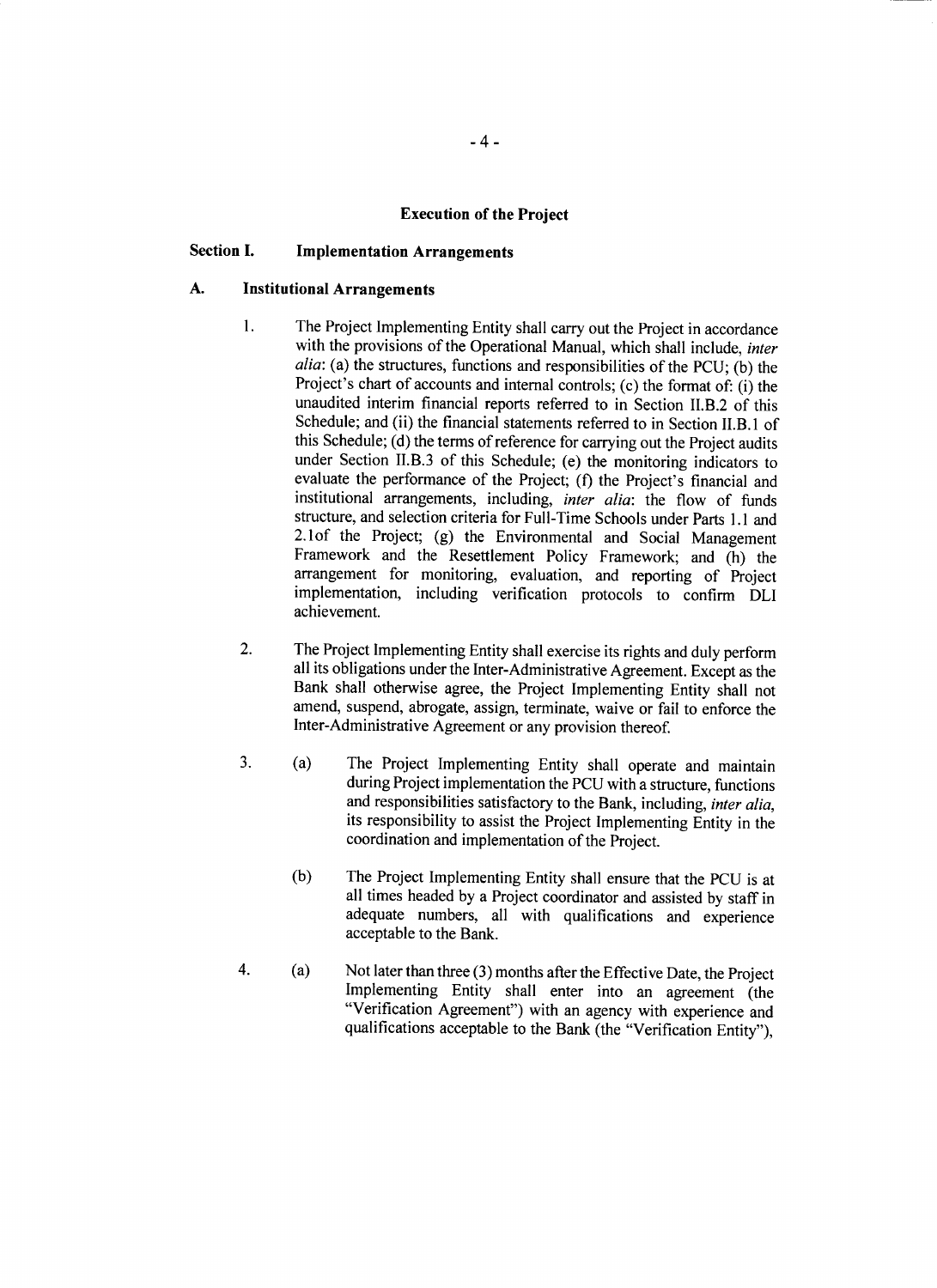## Execution of the Project

### Section I. Implementation Arrangements

#### A. Institutional Arrangements

1. The Project Implementing Entity shall carry out the Project in accordance with the provisions of the Operational Manual, which shall include, *inter alia*: (a) the structures, functions and responsibilities of the PCU; (b) the Project's chart of accounts and internal controls; (c) the format of: (i) the unaudited interim financial reports referred to in Section II.B.2 of this Schedule; and (ii) the financial statements referred to in Section II.B.1 of this Schedule; (d) the terms of reference for carrying out the Project audits under Section II.B.3 of this Schedule; (e) the monitoring indicators to evaluate the performance of the Project; (f) the Project's financial and institutional arrangements, including, *inter alia*: the flow of funds structure, and selection criteria for Full-Time Schools under Parts 1.1 and 2.1of the Project; (g) the Environmental and Social Management Framework and the Resettlement Policy Framework; and (h) the arrangement for monitoring, evaluation, and reporting of Project implementation, including verification protocols to confirm DLI achievement.

2. The Project Implementing Entity shall exercise its rights and duly perform all its obligations under the Inter-Administrative Agreement. Except as the Bank shall otherwise agree, the Project Implementing Entity shall not amend, suspend, abrogate, assign, terminate, waive or fail to enforce the Inter-Administrative Agreement or any provision thereof.

3. (a) The Project Implementing Entity shall operate and maintain during Project implementation the PCU with a structure, functions and responsibilities satisfactory to the Bank, including, *inter alia*, its responsibility to assist the Project Implementing Entity in the coordination and implementation of the Project.

   (b) The Project Implementing Entity shall ensure that the PCU is at all times headed by a Project coordinator and assisted by staff in adequate numbers, all with qualifications and experience acceptable to the Bank.

4. (a) Not later than three (3) months after the Effective Date, the Project Implementing Entity shall enter into an agreement (the "Verification Agreement") with an agency with experience and qualifications acceptable to the Bank (the "Verification Entity"),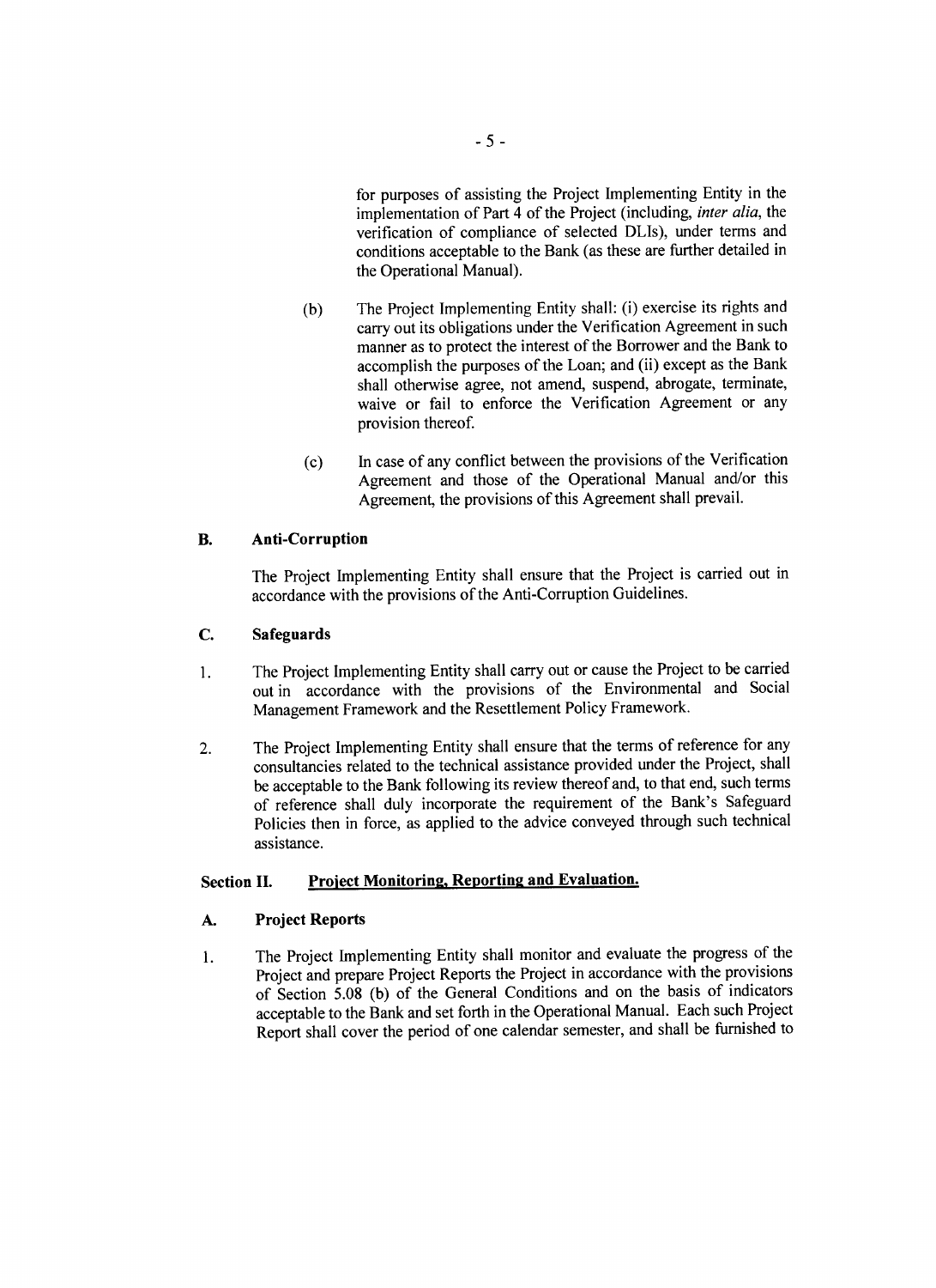for purposes of assisting the Project Implementing Entity in the implementation of Part 4 of the Project (including, *inter alia*, the verification of compliance of selected DLIs), under terms and conditions acceptable to the Bank (as these are further detailed in the Operational Manual).

(b) The Project Implementing Entity shall: (i) exercise its rights and carry out its obligations under the Verification Agreement in such manner as to protect the interest of the Borrower and the Bank to accomplish the purposes of the Loan; and (ii) except as the Bank shall otherwise agree, not amend, suspend, abrogate, terminate, waive or fail to enforce the Verification Agreement or any provision thereof.

(c) In case of any conflict between the provisions of the Verification Agreement and those of the Operational Manual and/or this Agreement, the provisions of this Agreement shall prevail.

**B. Anti-Corruption**

The Project Implementing Entity shall ensure that the Project is carried out in accordance with the provisions of the Anti-Corruption Guidelines.

**C. Safeguards**

1. The Project Implementing Entity shall carry out or cause the Project to be carried out in accordance with the provisions of the Environmental and Social Management Framework and the Resettlement Policy Framework.

2. The Project Implementing Entity shall ensure that the terms of reference for any consultancies related to the technical assistance provided under the Project, shall be acceptable to the Bank following its review thereof and, to that end, such terms of reference shall duly incorporate the requirement of the Bank's Safeguard Policies then in force, as applied to the advice conveyed through such technical assistance.

## Section II. Project Monitoring, Reporting and Evaluation.

**A. Project Reports**

1. The Project Implementing Entity shall monitor and evaluate the progress of the Project and prepare Project Reports the Project in accordance with the provisions of Section 5.08 (b) of the General Conditions and on the basis of indicators acceptable to the Bank and set forth in the Operational Manual. Each such Project Report shall cover the period of one calendar semester, and shall be furnished to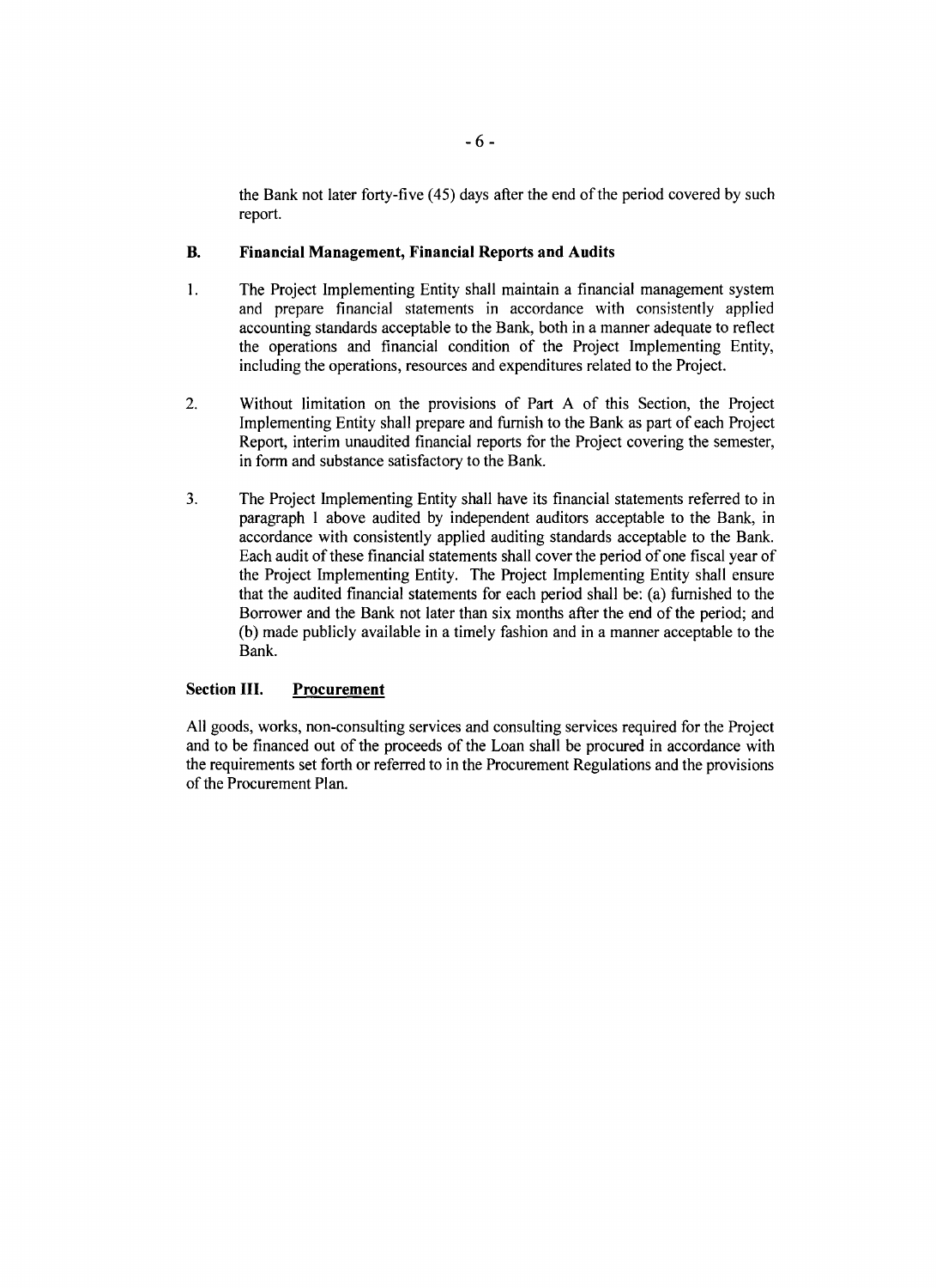the Bank not later forty-five (45) days after the end of the period covered by such report.

### B. Financial Management, Financial Reports and Audits

1. The Project Implementing Entity shall maintain a financial management system and prepare financial statements in accordance with consistently applied accounting standards acceptable to the Bank, both in a manner adequate to reflect the operations and financial condition of the Project Implementing Entity, including the operations, resources and expenditures related to the Project.

2. Without limitation on the provisions of Part A of this Section, the Project Implementing Entity shall prepare and furnish to the Bank as part of each Project Report, interim unaudited financial reports for the Project covering the semester, in form and substance satisfactory to the Bank.

3. The Project Implementing Entity shall have its financial statements referred to in paragraph 1 above audited by independent auditors acceptable to the Bank, in accordance with consistently applied auditing standards acceptable to the Bank. Each audit of these financial statements shall cover the period of one fiscal year of the Project Implementing Entity. The Project Implementing Entity shall ensure that the audited financial statements for each period shall be: (a) furnished to the Borrower and the Bank not later than six months after the end of the period; and (b) made publicly available in a timely fashion and in a manner acceptable to the Bank.

## Section III. Procurement

All goods, works, non-consulting services and consulting services required for the Project and to be financed out of the proceeds of the Loan shall be procured in accordance with the requirements set forth or referred to in the Procurement Regulations and the provisions of the Procurement Plan.